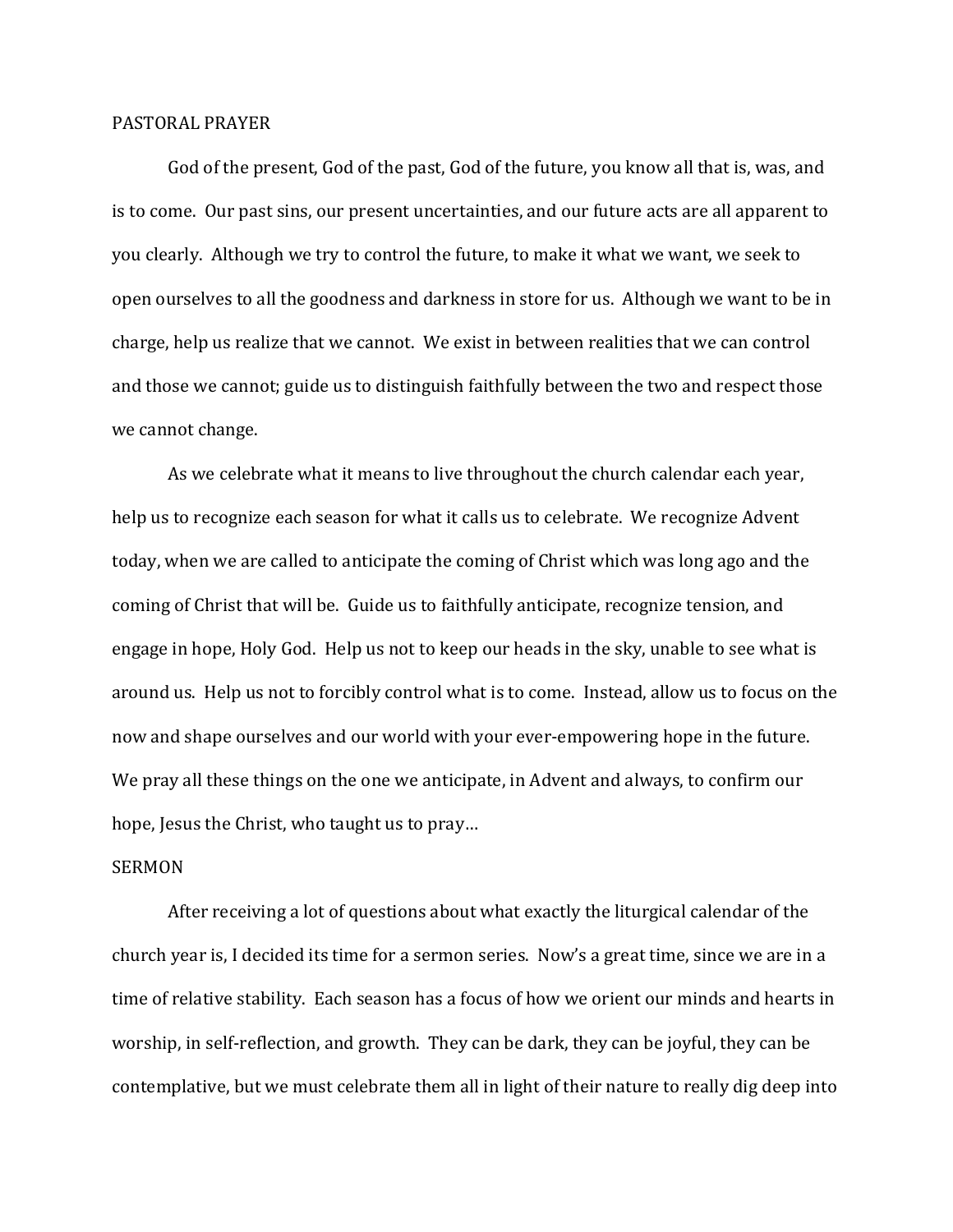## PASTORAL PRAYER

God of the present, God of the past, God of the future, you know all that is, was, and is to come. Our past sins, our present uncertainties, and our future acts are all apparent to you clearly. Although we try to control the future, to make it what we want, we seek to open ourselves to all the goodness and darkness in store for us. Although we want to be in charge, help us realize that we cannot. We exist in between realities that we can control and those we cannot; guide us to distinguish faithfully between the two and respect those we cannot change.

As we celebrate what it means to live throughout the church calendar each year, help us to recognize each season for what it calls us to celebrate. We recognize Advent today, when we are called to anticipate the coming of Christ which was long ago and the coming of Christ that will be. Guide us to faithfully anticipate, recognize tension, and engage in hope, Holy God. Help us not to keep our heads in the sky, unable to see what is around us. Help us not to forcibly control what is to come. Instead, allow us to focus on the now and shape ourselves and our world with your ever-empowering hope in the future. We pray all these things on the one we anticipate, in Advent and always, to confirm our hope, Jesus the Christ, who taught us to pray…

## SERMON

After receiving a lot of questions about what exactly the liturgical calendar of the church year is, I decided its time for a sermon series. Now's a great time, since we are in a time of relative stability. Each season has a focus of how we orient our minds and hearts in worship, in self-reflection, and growth. They can be dark, they can be joyful, they can be contemplative, but we must celebrate them all in light of their nature to really dig deep into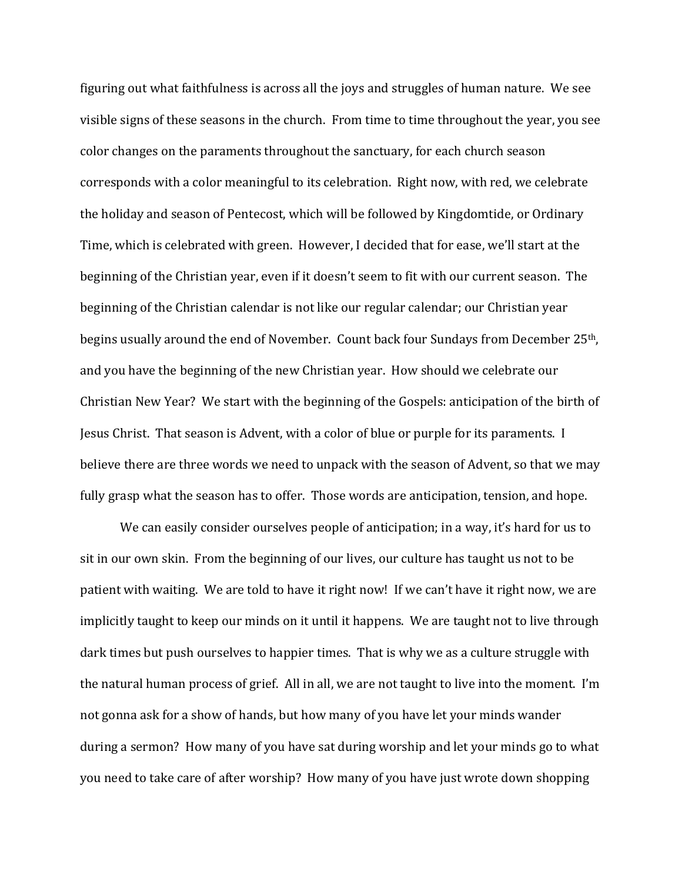figuring out what faithfulness is across all the joys and struggles of human nature. We see visible signs of these seasons in the church. From time to time throughout the year, you see color changes on the paraments throughout the sanctuary, for each church season corresponds with a color meaningful to its celebration. Right now, with red, we celebrate the holiday and season of Pentecost, which will be followed by Kingdomtide, or Ordinary Time, which is celebrated with green. However, I decided that for ease, we'll start at the beginning of the Christian year, even if it doesn't seem to fit with our current season. The beginning of the Christian calendar is not like our regular calendar; our Christian year begins usually around the end of November. Count back four Sundays from December 25th, and you have the beginning of the new Christian year. How should we celebrate our Christian New Year? We start with the beginning of the Gospels: anticipation of the birth of Jesus Christ. That season is Advent, with a color of blue or purple for its paraments. I believe there are three words we need to unpack with the season of Advent, so that we may fully grasp what the season has to offer. Those words are anticipation, tension, and hope.

We can easily consider ourselves people of anticipation; in a way, it's hard for us to sit in our own skin. From the beginning of our lives, our culture has taught us not to be patient with waiting. We are told to have it right now! If we can't have it right now, we are implicitly taught to keep our minds on it until it happens. We are taught not to live through dark times but push ourselves to happier times. That is why we as a culture struggle with the natural human process of grief. All in all, we are not taught to live into the moment. I'm not gonna ask for a show of hands, but how many of you have let your minds wander during a sermon? How many of you have sat during worship and let your minds go to what you need to take care of after worship? How many of you have just wrote down shopping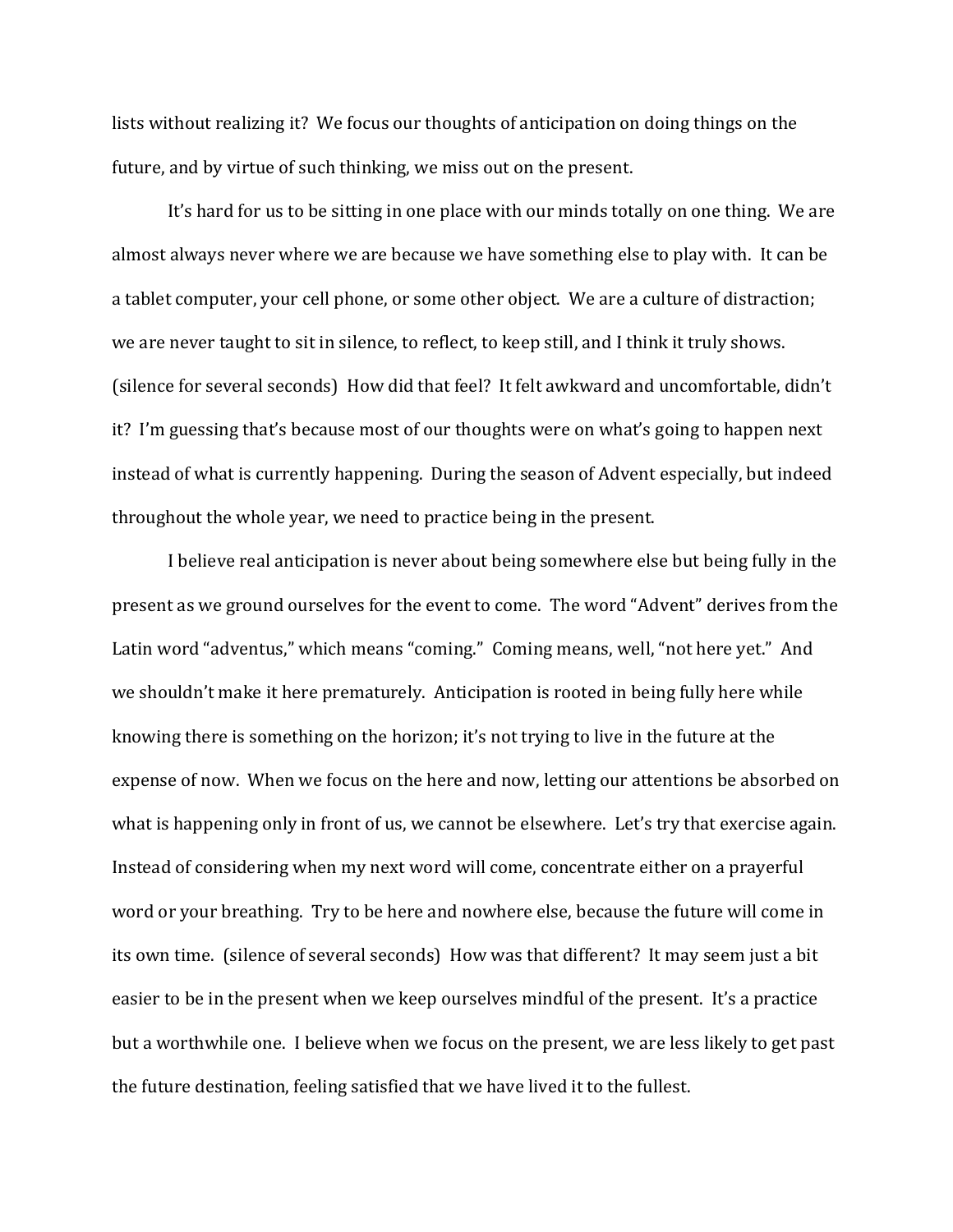lists without realizing it? We focus our thoughts of anticipation on doing things on the future, and by virtue of such thinking, we miss out on the present.

It's hard for us to be sitting in one place with our minds totally on one thing. We are almost always never where we are because we have something else to play with. It can be a tablet computer, your cell phone, or some other object. We are a culture of distraction; we are never taught to sit in silence, to reflect, to keep still, and I think it truly shows. (silence for several seconds) How did that feel? It felt awkward and uncomfortable, didn't it? I'm guessing that's because most of our thoughts were on what's going to happen next instead of what is currently happening. During the season of Advent especially, but indeed throughout the whole year, we need to practice being in the present.

I believe real anticipation is never about being somewhere else but being fully in the present as we ground ourselves for the event to come. The word "Advent" derives from the Latin word "adventus," which means "coming." Coming means, well, "not here yet." And we shouldn't make it here prematurely. Anticipation is rooted in being fully here while knowing there is something on the horizon; it's not trying to live in the future at the expense of now. When we focus on the here and now, letting our attentions be absorbed on what is happening only in front of us, we cannot be elsewhere. Let's try that exercise again. Instead of considering when my next word will come, concentrate either on a prayerful word or your breathing. Try to be here and nowhere else, because the future will come in its own time. (silence of several seconds) How was that different? It may seem just a bit easier to be in the present when we keep ourselves mindful of the present. It's a practice but a worthwhile one. I believe when we focus on the present, we are less likely to get past the future destination, feeling satisfied that we have lived it to the fullest.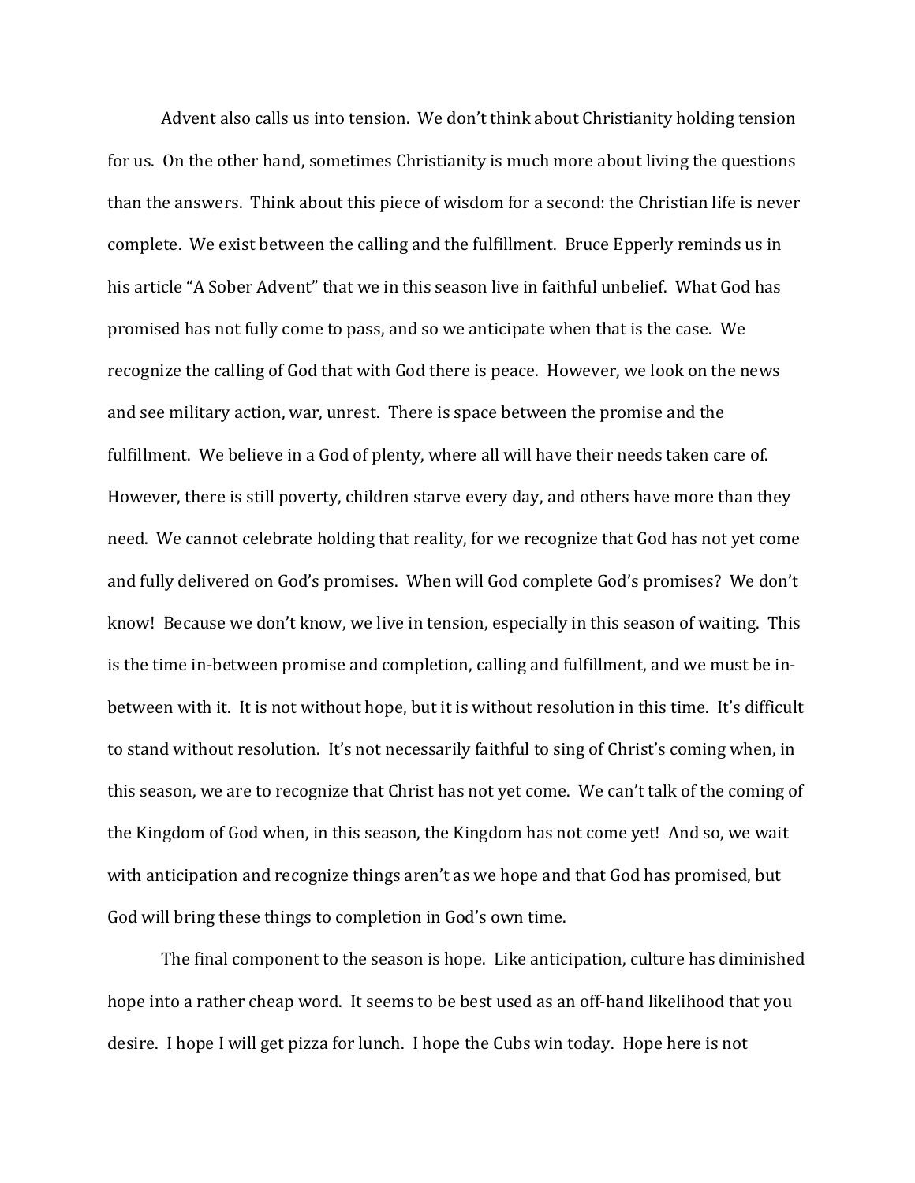Advent also calls us into tension. We don't think about Christianity holding tension for us. On the other hand, sometimes Christianity is much more about living the questions than the answers. Think about this piece of wisdom for a second: the Christian life is never complete. We exist between the calling and the fulfillment. Bruce Epperly reminds us in his article "A Sober Advent" that we in this season live in faithful unbelief. What God has promised has not fully come to pass, and so we anticipate when that is the case. We recognize the calling of God that with God there is peace. However, we look on the news and see military action, war, unrest. There is space between the promise and the fulfillment. We believe in a God of plenty, where all will have their needs taken care of. However, there is still poverty, children starve every day, and others have more than they need. We cannot celebrate holding that reality, for we recognize that God has not yet come and fully delivered on God's promises. When will God complete God's promises? We don't know! Because we don't know, we live in tension, especially in this season of waiting. This is the time in-between promise and completion, calling and fulfillment, and we must be in-between with it. It is not without hope, but it is without resolution in this time. It's difficult to stand without resolution. It's not necessarily faithful to sing of Christ's coming when, in this season, we are to recognize that Christ has not yet come. We can't talk of the coming of the Kingdom of God when, in this season, the Kingdom has not come yet! And so, we wait with anticipation and recognize things aren't as we hope and that God has promised, but God will bring these things to completion in God's own time.

The final component to the season is hope. Like anticipation, culture has diminished hope into a rather cheap word. It seems to be best used as an off-hand likelihood that you desire. I hope I will get pizza for lunch. I hope the Cubs win today. Hope here is not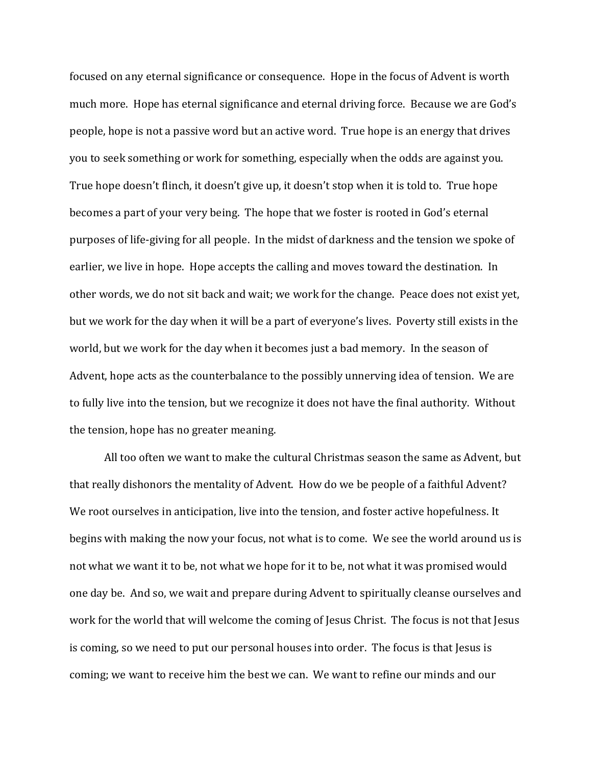focused on any eternal significance or consequence. Hope in the focus of Advent is worth much more. Hope has eternal significance and eternal driving force. Because we are God's people, hope is not a passive word but an active word. True hope is an energy that drives you to seek something or work for something, especially when the odds are against you. True hope doesn't flinch, it doesn't give up, it doesn't stop when it is told to. True hope becomes a part of your very being. The hope that we foster is rooted in God's eternal purposes of life-giving for all people. In the midst of darkness and the tension we spoke of earlier, we live in hope. Hope accepts the calling and moves toward the destination. In other words, we do not sit back and wait; we work for the change. Peace does not exist yet, but we work for the day when it will be a part of everyone's lives. Poverty still exists in the world, but we work for the day when it becomes just a bad memory. In the season of Advent, hope acts as the counterbalance to the possibly unnerving idea of tension. We are to fully live into the tension, but we recognize it does not have the final authority. Without the tension, hope has no greater meaning.

All too often we want to make the cultural Christmas season the same as Advent, but that really dishonors the mentality of Advent. How do we be people of a faithful Advent? We root ourselves in anticipation, live into the tension, and foster active hopefulness. It begins with making the now your focus, not what is to come. We see the world around us is not what we want it to be, not what we hope for it to be, not what it was promised would one day be. And so, we wait and prepare during Advent to spiritually cleanse ourselves and work for the world that will welcome the coming of Jesus Christ. The focus is not that Jesus is coming, so we need to put our personal houses into order. The focus is that Jesus is coming; we want to receive him the best we can. We want to refine our minds and our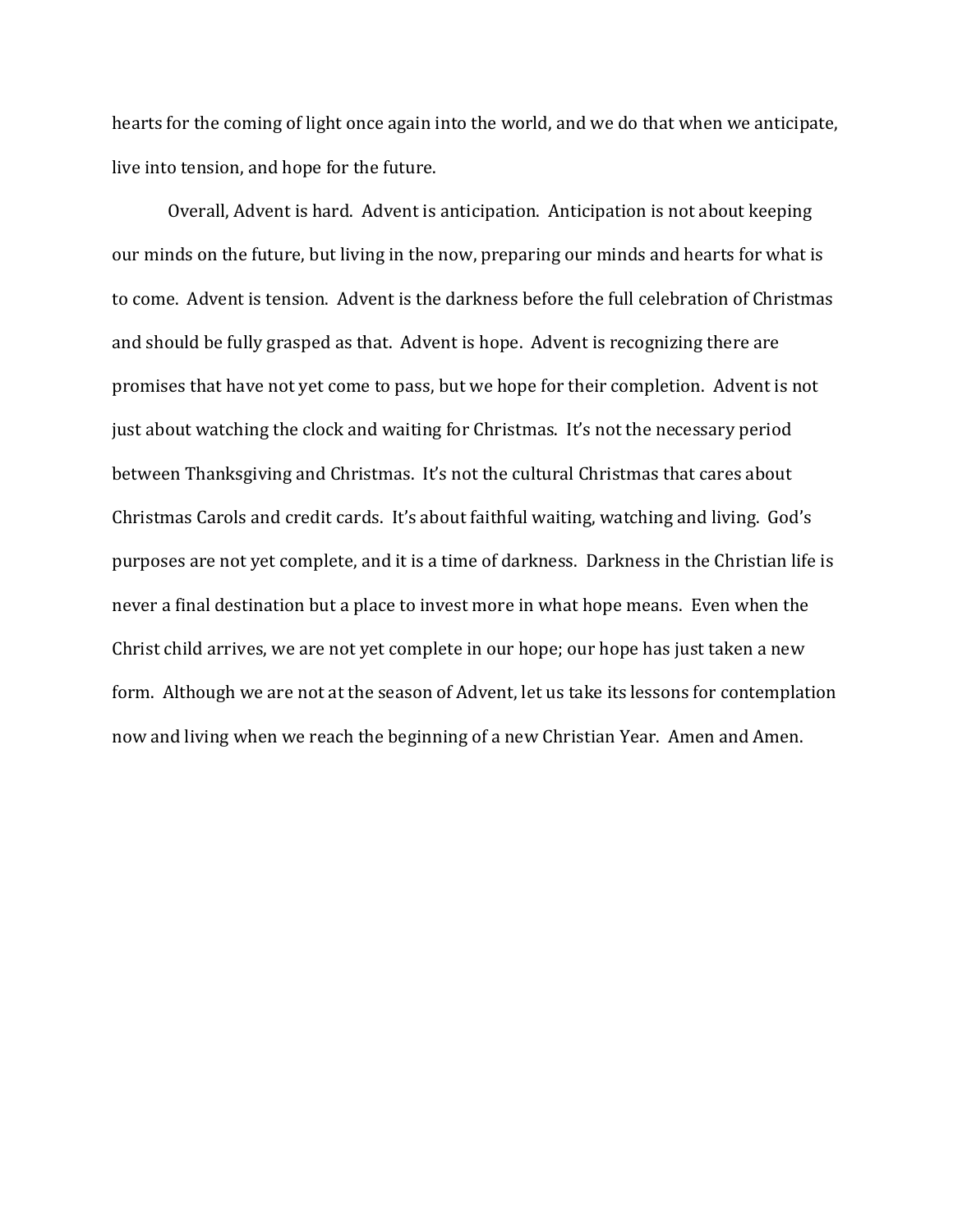hearts for the coming of light once again into the world, and we do that when we anticipate, live into tension, and hope for the future.

Overall, Advent is hard. Advent is anticipation. Anticipation is not about keeping our minds on the future, but living in the now, preparing our minds and hearts for what is to come. Advent is tension. Advent is the darkness before the full celebration of Christmas and should be fully grasped as that. Advent is hope. Advent is recognizing there are promises that have not yet come to pass, but we hope for their completion. Advent is not just about watching the clock and waiting for Christmas. It's not the necessary period between Thanksgiving and Christmas. It's not the cultural Christmas that cares about Christmas Carols and credit cards. It's about faithful waiting, watching and living. God's purposes are not yet complete, and it is a time of darkness. Darkness in the Christian life is never a final destination but a place to invest more in what hope means. Even when the Christ child arrives, we are not yet complete in our hope; our hope has just taken a new form. Although we are not at the season of Advent, let us take its lessons for contemplation now and living when we reach the beginning of a new Christian Year. Amen and Amen.